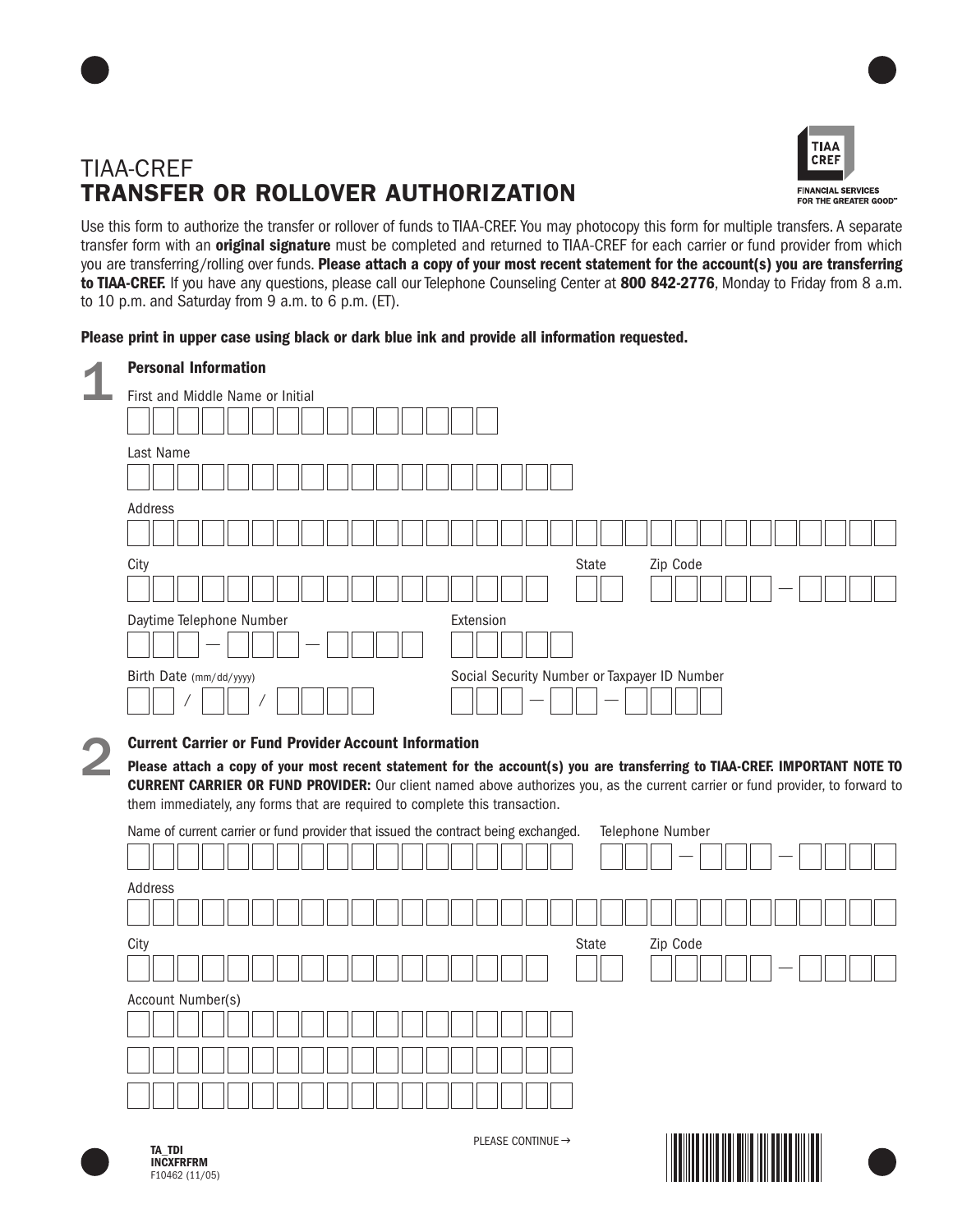# TIAA-CREF
## TRANSFER OR ROLLOVER AUTHORIZATION

Use this form to authorize the transfer or rollover of funds to TIAA-CREF. You may photocopy this form for multiple transfers. A separate transfer form with an **original signature** must be completed and returned to TIAA-CREF for each carrier or fund provider from which you are transferring/rolling over funds. **Please attach a copy of your most recent statement for the account(s) you are transferring to TIAA-CREF.** If you have any questions, please call our Telephone Counseling Center at **800 842-2776**, Monday to Friday from 8 a.m. to 10 p.m. and Saturday from 9 a.m. to 6 p.m. (ET).

**Please print in upper case using black or dark blue ink and provide all information requested.**

## 1 Personal Information

First and Middle Name or Initial

Last Name

Address

City

State

Zip Code

Daytime Telephone Number

Extension

Birth Date (mm/dd/yyyy)

Social Security Number or Taxpayer ID Number

## 2 Current Carrier or Fund Provider Account Information

**Please attach a copy of your most recent statement for the account(s) you are transferring to TIAA-CREF. IMPORTANT NOTE TO CURRENT CARRIER OR FUND PROVIDER:** Our client named above authorizes you, as the current carrier or fund provider, to forward to them immediately, any forms that are required to complete this transaction.

Name of current carrier or fund provider that issued the contract being exchanged.

Telephone Number

Address

City

State

Zip Code

Account Number(s)

PLEASE CONTINUE →

TA_TDI
INCXFRFRM
F10462 (11/05)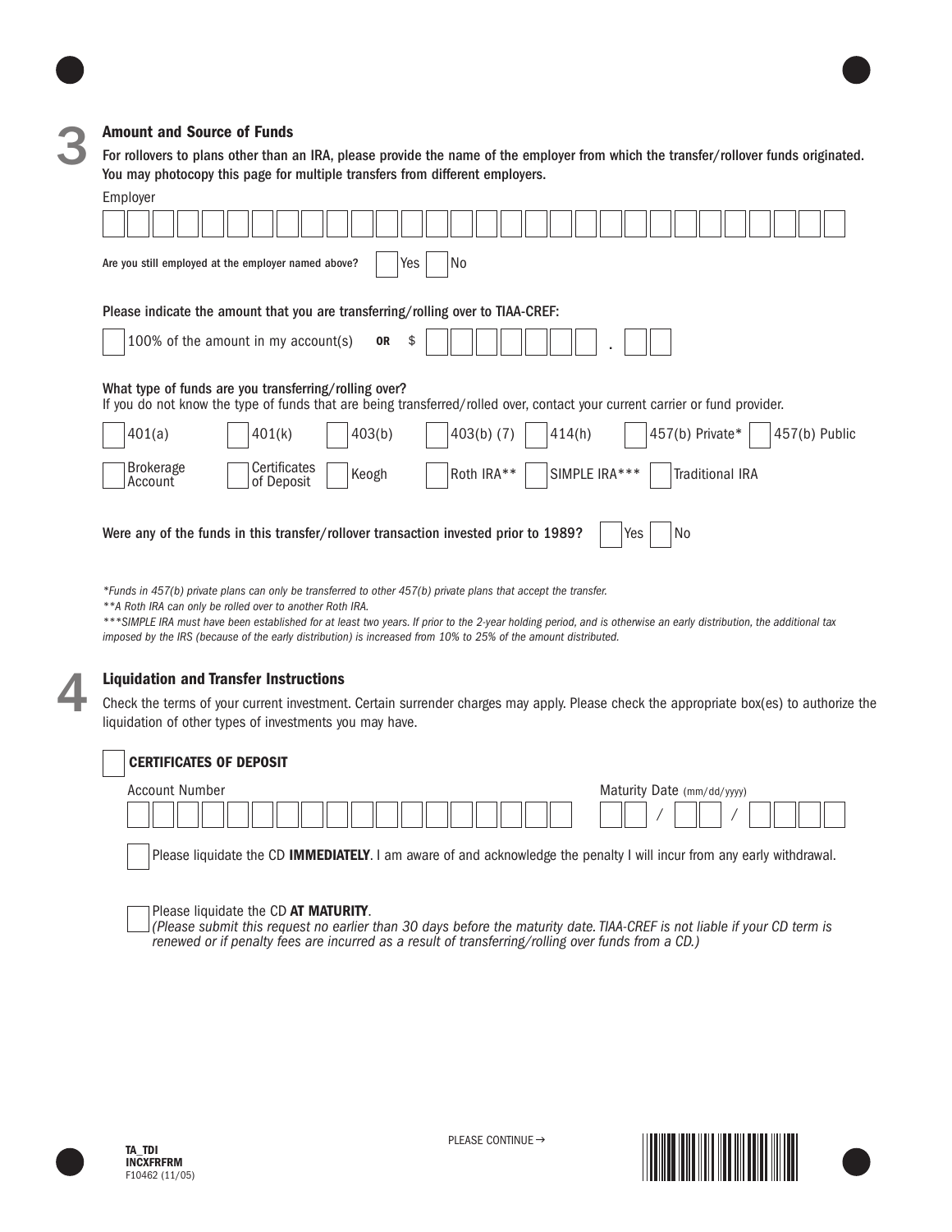## 3 Amount and Source of Funds

**For rollovers to plans other than an IRA, please provide the name of the employer from which the transfer/rollover funds originated. You may photocopy this page for multiple transfers from different employers.**

Employer

**Are you still employed at the employer named above?** ☐ Yes ☐ No

**Please indicate the amount that you are transferring/rolling over to TIAA-CREF:**

☐ 100% of the amount in my account(s) **OR** $ ______ . __

**What type of funds are you transferring/rolling over?**

If you do not know the type of funds that are being transferred/rolled over, contact your current carrier or fund provider.

☐ 401(a) ☐ 401(k) ☐ 403(b) ☐ 403(b) (7) ☐ 414(h) ☐ 457(b) Private* ☐ 457(b) Public

☐ Brokerage Account ☐ Certificates of Deposit ☐ Keogh ☐ Roth IRA** ☐ SIMPLE IRA*** ☐ Traditional IRA

**Were any of the funds in this transfer/rollover transaction invested prior to 1989?** ☐ Yes ☐ No

*\*Funds in 457(b) private plans can only be transferred to other 457(b) private plans that accept the transfer.*

*\*\*A Roth IRA can only be rolled over to another Roth IRA.*

*\*\*\*SIMPLE IRA must have been established for at least two years. If prior to the 2-year holding period, and is otherwise an early distribution, the additional tax imposed by the IRS (because of the early distribution) is increased from 10% to 25% of the amount distributed.*

## 4 Liquidation and Transfer Instructions

Check the terms of your current investment. Certain surrender charges may apply. Please check the appropriate box(es) to authorize the liquidation of other types of investments you may have.

☐ **CERTIFICATES OF DEPOSIT**

Account Number

Maturity Date (mm/dd/yyyy) __ / __ / ____

☐ Please liquidate the CD **IMMEDIATELY**. I am aware of and acknowledge the penalty I will incur from any early withdrawal.

☐ Please liquidate the CD **AT MATURITY**.
*(Please submit this request no earlier than 30 days before the maturity date. TIAA-CREF is not liable if your CD term is renewed or if penalty fees are incurred as a result of transferring/rolling over funds from a CD.)*

PLEASE CONTINUE →

**TA_TDI**
**INCXFRFRM**
F10462 (11/05)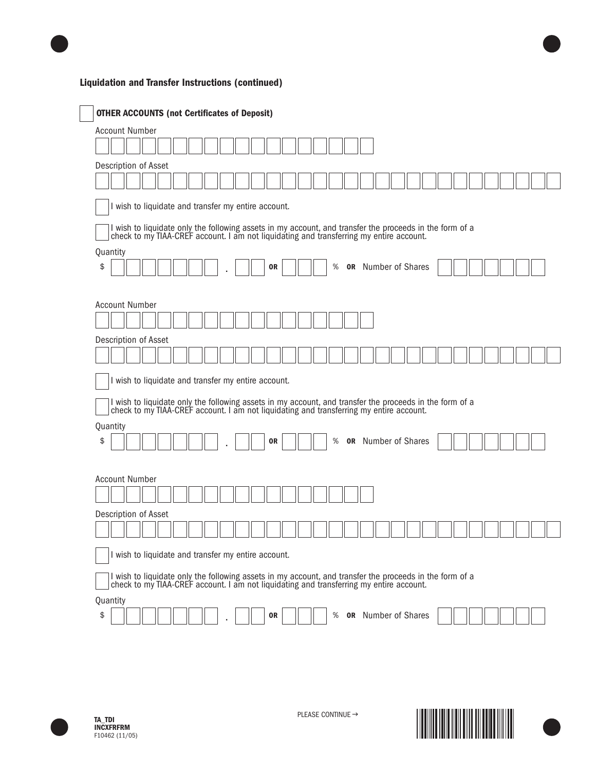## Liquidation and Transfer Instructions (continued)

☐ **OTHER ACCOUNTS (not Certificates of Deposit)**

Account Number

Description of Asset

☐ I wish to liquidate and transfer my entire account.

☐ I wish to liquidate only the following assets in my account, and transfer the proceeds in the form of a check to my TIAA-CREF account. I am not liquidating and transferring my entire account.

Quantity

$ ________ . ___ **OR** ___ % **OR** Number of Shares ________

Account Number

Description of Asset

☐ I wish to liquidate and transfer my entire account.

☐ I wish to liquidate only the following assets in my account, and transfer the proceeds in the form of a check to my TIAA-CREF account. I am not liquidating and transferring my entire account.

Quantity

$ ________ . ___ **OR** ___ % **OR** Number of Shares ________

Account Number

Description of Asset

☐ I wish to liquidate and transfer my entire account.

☐ I wish to liquidate only the following assets in my account, and transfer the proceeds in the form of a check to my TIAA-CREF account. I am not liquidating and transferring my entire account.

Quantity

$ ________ . ___ **OR** ___ % **OR** Number of Shares ________

PLEASE CONTINUE →

**TA_TDI**
**INCXFRFRM**
F10462 (11/05)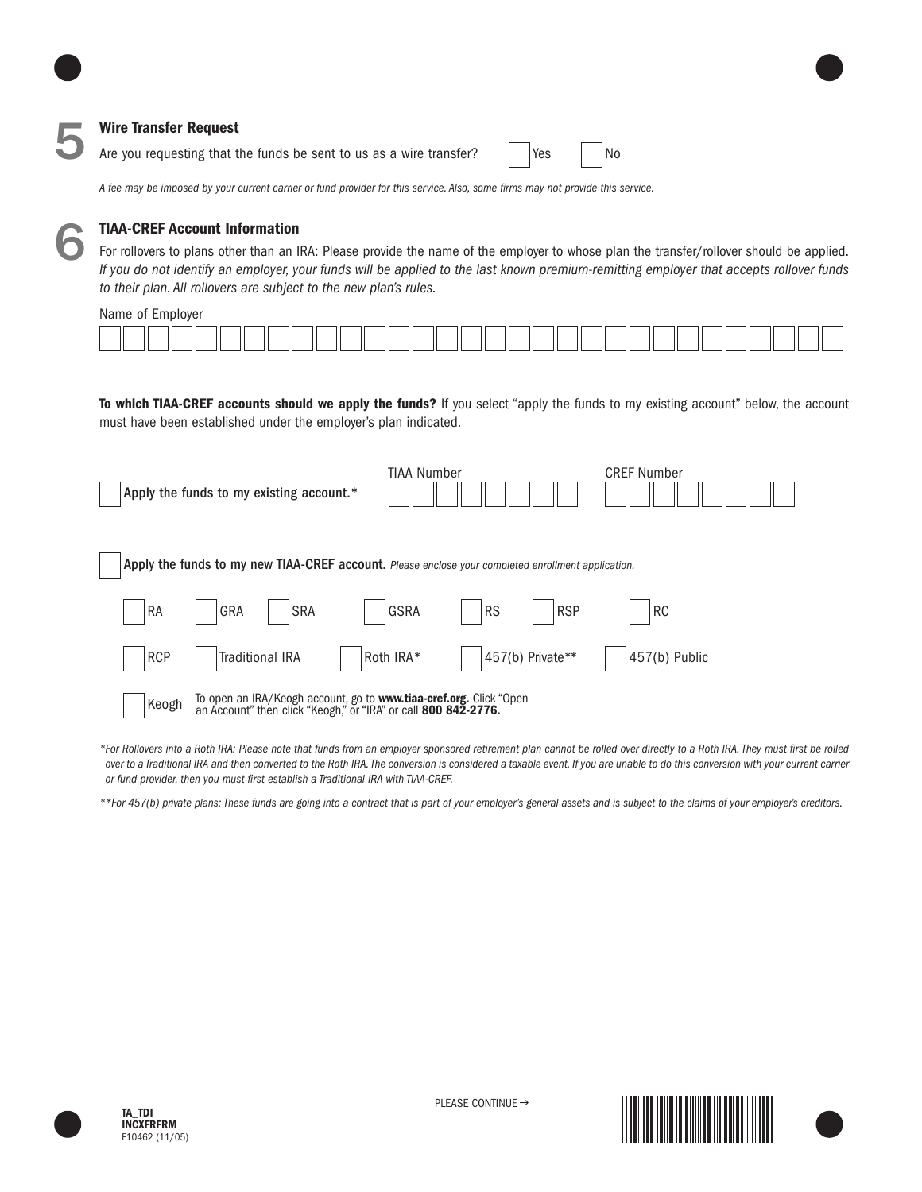## 5 Wire Transfer Request

Are you requesting that the funds be sent to us as a wire transfer? ☐ Yes ☐ No

*A fee may be imposed by your current carrier or fund provider for this service. Also, some firms may not provide this service.*

## 6 TIAA-CREF Account Information

For rollovers to plans other than an IRA: Please provide the name of the employer to whose plan the transfer/rollover should be applied. *If you do not identify an employer, your funds will be applied to the last known premium-remitting employer that accepts rollover funds to their plan. All rollovers are subject to the new plan's rules.*

Name of Employer

**To which TIAA-CREF accounts should we apply the funds?** If you select "apply the funds to my existing account" below, the account must have been established under the employer's plan indicated.

☐ Apply the funds to my existing account.* TIAA Number CREF Number

☐ **Apply the funds to my new TIAA-CREF account.** *Please enclose your completed enrollment application.*

☐ RA ☐ GRA ☐ SRA ☐ GSRA ☐ RS ☐ RSP ☐ RC

☐ RCP ☐ Traditional IRA ☐ Roth IRA* ☐ 457(b) Private** ☐ 457(b) Public

☐ Keogh To open an IRA/Keogh account, go to **www.tiaa-cref.org.** Click "Open an Account" then click "Keogh," or "IRA" or call **800 842-2776.**

*\*For Rollovers into a Roth IRA: Please note that funds from an employer sponsored retirement plan cannot be rolled over directly to a Roth IRA. They must first be rolled over to a Traditional IRA and then converted to the Roth IRA. The conversion is considered a taxable event. If you are unable to do this conversion with your current carrier or fund provider, then you must first establish a Traditional IRA with TIAA-CREF.*

*\*\*For 457(b) private plans: These funds are going into a contract that is part of your employer's general assets and is subject to the claims of your employer's creditors.*

PLEASE CONTINUE →

**TA_TDI**
**INCXFRFRM**
F10462 (11/05)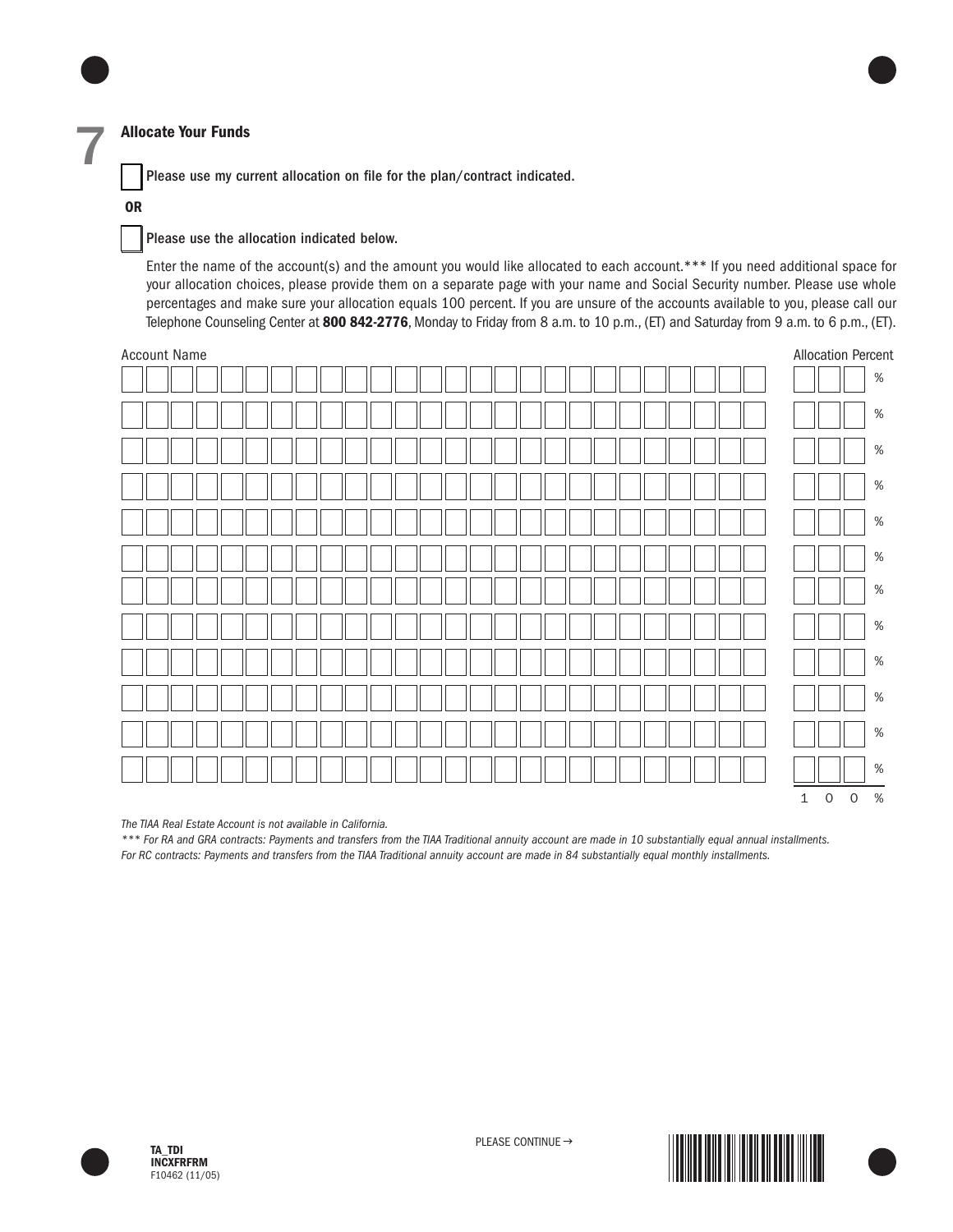## 7 Allocate Your Funds

☐ Please use my current allocation on file for the plan/contract indicated.

**OR**

☐ Please use the allocation indicated below.

Enter the name of the account(s) and the amount you would like allocated to each account.*** If you need additional space for your allocation choices, please provide them on a separate page with your name and Social Security number. Please use whole percentages and make sure your allocation equals 100 percent. If you are unsure of the accounts available to you, please call our Telephone Counseling Center at **800 842-2776**, Monday to Friday from 8 a.m. to 10 p.m., (ET) and Saturday from 9 a.m. to 6 p.m., (ET).

| Account Name | Allocation Percent |
|---|---|
| | % |
| | % |
| | % |
| | % |
| | % |
| | % |
| | % |
| | % |
| | % |
| | % |
| | % |
| | % |
| | 100 % |

*The TIAA Real Estate Account is not available in California.*

*\*\*\* For RA and GRA contracts: Payments and transfers from the TIAA Traditional annuity account are made in 10 substantially equal annual installments. For RC contracts: Payments and transfers from the TIAA Traditional annuity account are made in 84 substantially equal monthly installments.*

PLEASE CONTINUE →

TA_TDI
INCXFRFRM
F10462 (11/05)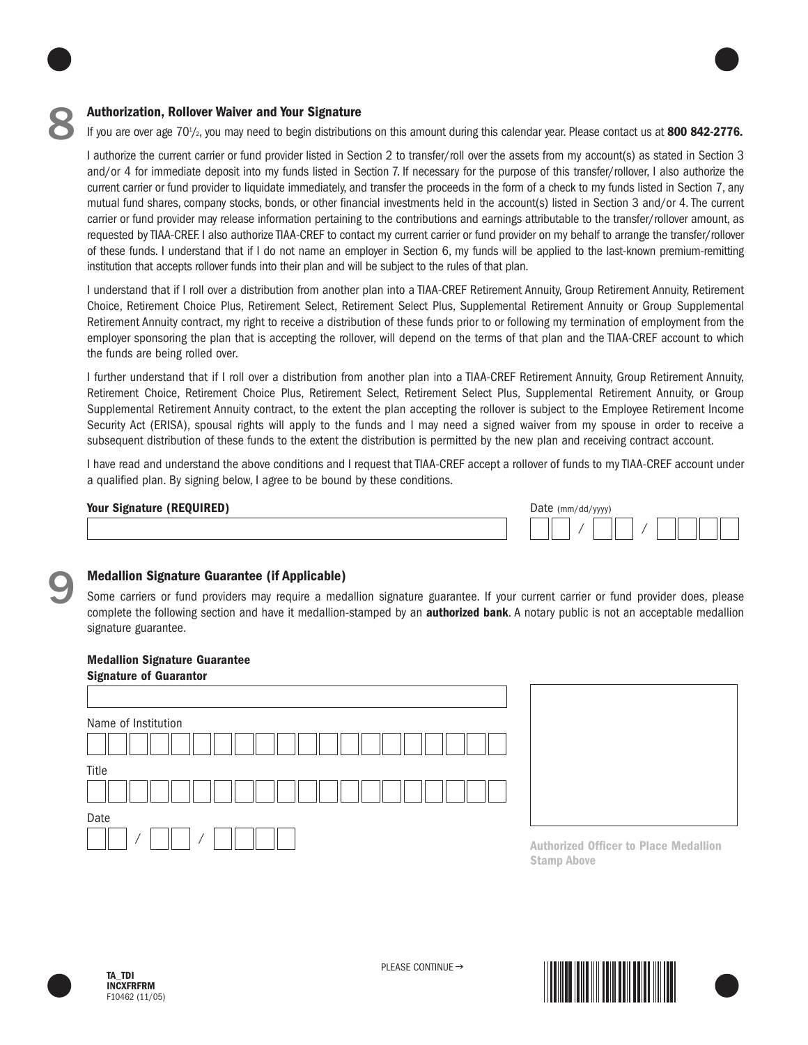## 8 Authorization, Rollover Waiver and Your Signature

If you are over age 70½, you may need to begin distributions on this amount during this calendar year. Please contact us at **800 842-2776.**

I authorize the current carrier or fund provider listed in Section 2 to transfer/roll over the assets from my account(s) as stated in Section 3 and/or 4 for immediate deposit into my funds listed in Section 7. If necessary for the purpose of this transfer/rollover, I also authorize the current carrier or fund provider to liquidate immediately, and transfer the proceeds in the form of a check to my funds listed in Section 7, any mutual fund shares, company stocks, bonds, or other financial investments held in the account(s) listed in Section 3 and/or 4. The current carrier or fund provider may release information pertaining to the contributions and earnings attributable to the transfer/rollover amount, as requested by TIAA-CREF. I also authorize TIAA-CREF to contact my current carrier or fund provider on my behalf to arrange the transfer/rollover of these funds. I understand that if I do not name an employer in Section 6, my funds will be applied to the last-known premium-remitting institution that accepts rollover funds into their plan and will be subject to the rules of that plan.

I understand that if I roll over a distribution from another plan into a TIAA-CREF Retirement Annuity, Group Retirement Annuity, Retirement Choice, Retirement Choice Plus, Retirement Select, Retirement Select Plus, Supplemental Retirement Annuity or Group Supplemental Retirement Annuity contract, my right to receive a distribution of these funds prior to or following my termination of employment from the employer sponsoring the plan that is accepting the rollover, will depend on the terms of that plan and the TIAA-CREF account to which the funds are being rolled over.

I further understand that if I roll over a distribution from another plan into a TIAA-CREF Retirement Annuity, Group Retirement Annuity, Retirement Choice, Retirement Choice Plus, Retirement Select, Retirement Select Plus, Supplemental Retirement Annuity, or Group Supplemental Retirement Annuity contract, to the extent the plan accepting the rollover is subject to the Employee Retirement Income Security Act (ERISA), spousal rights will apply to the funds and I may need a signed waiver from my spouse in order to receive a subsequent distribution of these funds to the extent the distribution is permitted by the new plan and receiving contract account.

I have read and understand the above conditions and I request that TIAA-CREF accept a rollover of funds to my TIAA-CREF account under a qualified plan. By signing below, I agree to be bound by these conditions.

**Your Signature (REQUIRED)** ______________________

Date (mm/dd/yyyy) __ __ / __ __ / __ __ __ __

## 9 Medallion Signature Guarantee (if Applicable)

Some carriers or fund providers may require a medallion signature guarantee. If your current carrier or fund provider does, please complete the following section and have it medallion-stamped by an **authorized bank**. A notary public is not an acceptable medallion signature guarantee.

**Medallion Signature Guarantee**

**Signature of Guarantor** ______________________

Name of Institution ______________________

Title ______________________

Date __ __ / __ __ / __ __ __ __

**Authorized Officer to Place Medallion Stamp Above**

PLEASE CONTINUE →

TA_TDI
INCXFRFRM
F10462 (11/05)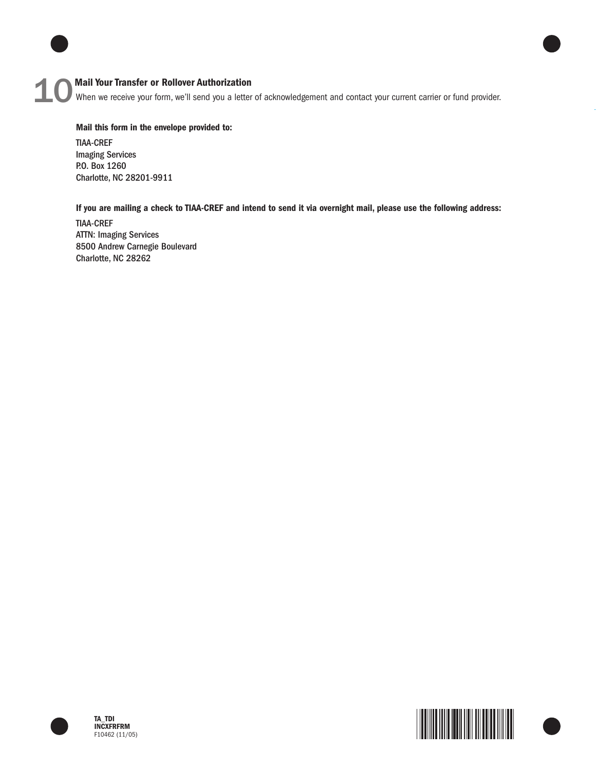## 10 Mail Your Transfer or Rollover Authorization

When we receive your form, we'll send you a letter of acknowledgement and contact your current carrier or fund provider.

**Mail this form in the envelope provided to:**

TIAA-CREF
Imaging Services
P.O. Box 1260
Charlotte, NC 28201-9911

**If you are mailing a check to TIAA-CREF and intend to send it via overnight mail, please use the following address:**

TIAA-CREF
ATTN: Imaging Services
8500 Andrew Carnegie Boulevard
Charlotte, NC 28262

**TA_TDI**
**INCXFRFRM**
F10462 (11/05)